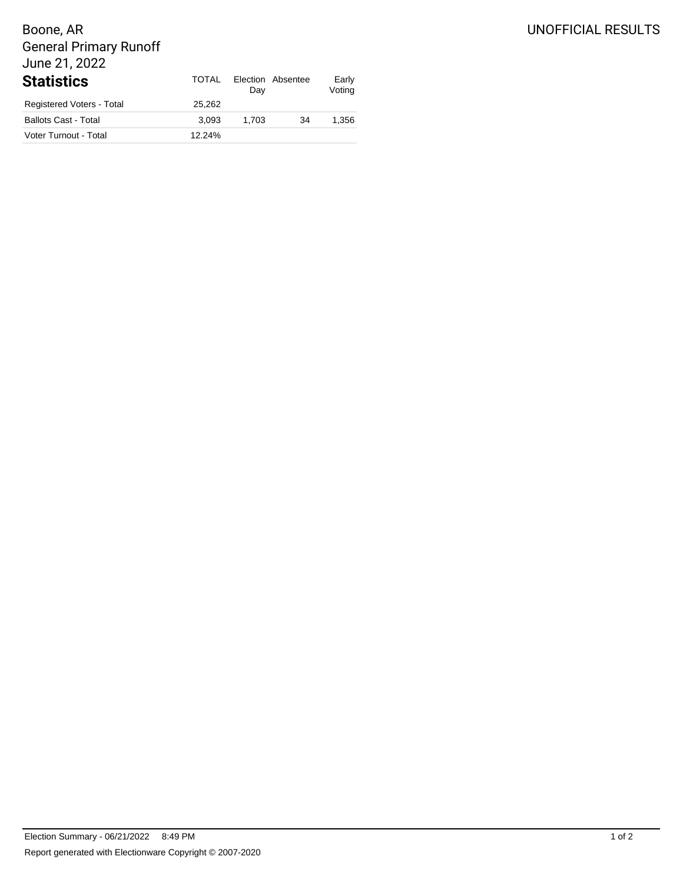Boone, AR
General Primary Runoff
June 21, 2022

UNOFFICIAL RESULTS

## Statistics

| Statistics | TOTAL | Election Day | Absentee | Early Voting |
|---|---|---|---|---|
| Registered Voters - Total | 25,262 | | | |
| Ballots Cast - Total | 3,093 | 1,703 | 34 | 1,356 |
| Voter Turnout - Total | 12.24% | | | |

Election Summary - 06/21/2022 8:49 PM

Report generated with Electionware Copyright © 2007-2020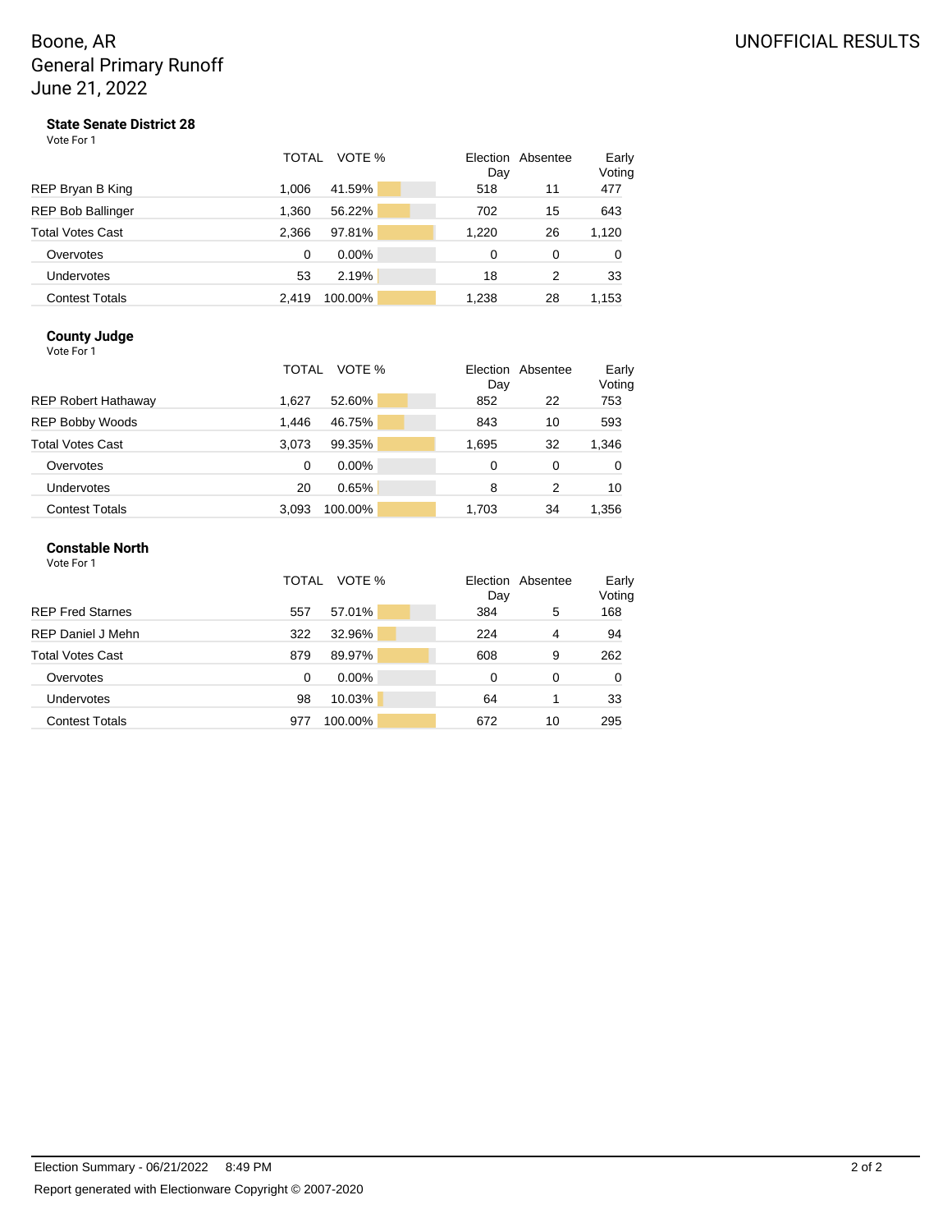Boone, AR
General Primary Runoff
June 21, 2022

UNOFFICIAL RESULTS

### State Senate District 28

Vote For 1

| | TOTAL | VOTE % | Election Day | Absentee | Early Voting |
|---|---|---|---|---|---|
| REP Bryan B King | 1,006 | 41.59% | 518 | 11 | 477 |
| REP Bob Ballinger | 1,360 | 56.22% | 702 | 15 | 643 |
| Total Votes Cast | 2,366 | 97.81% | 1,220 | 26 | 1,120 |
| Overvotes | 0 | 0.00% | 0 | 0 | 0 |
| Undervotes | 53 | 2.19% | 18 | 2 | 33 |
| Contest Totals | 2,419 | 100.00% | 1,238 | 28 | 1,153 |

### County Judge

Vote For 1

| | TOTAL | VOTE % | Election Day | Absentee | Early Voting |
|---|---|---|---|---|---|
| REP Robert Hathaway | 1,627 | 52.60% | 852 | 22 | 753 |
| REP Bobby Woods | 1,446 | 46.75% | 843 | 10 | 593 |
| Total Votes Cast | 3,073 | 99.35% | 1,695 | 32 | 1,346 |
| Overvotes | 0 | 0.00% | 0 | 0 | 0 |
| Undervotes | 20 | 0.65% | 8 | 2 | 10 |
| Contest Totals | 3,093 | 100.00% | 1,703 | 34 | 1,356 |

### Constable North

Vote For 1

| | TOTAL | VOTE % | Election Day | Absentee | Early Voting |
|---|---|---|---|---|---|
| REP Fred Starnes | 557 | 57.01% | 384 | 5 | 168 |
| REP Daniel J Mehn | 322 | 32.96% | 224 | 4 | 94 |
| Total Votes Cast | 879 | 89.97% | 608 | 9 | 262 |
| Overvotes | 0 | 0.00% | 0 | 0 | 0 |
| Undervotes | 98 | 10.03% | 64 | 1 | 33 |
| Contest Totals | 977 | 100.00% | 672 | 10 | 295 |

Election Summary - 06/21/2022 8:49 PM

Report generated with Electionware Copyright © 2007-2020